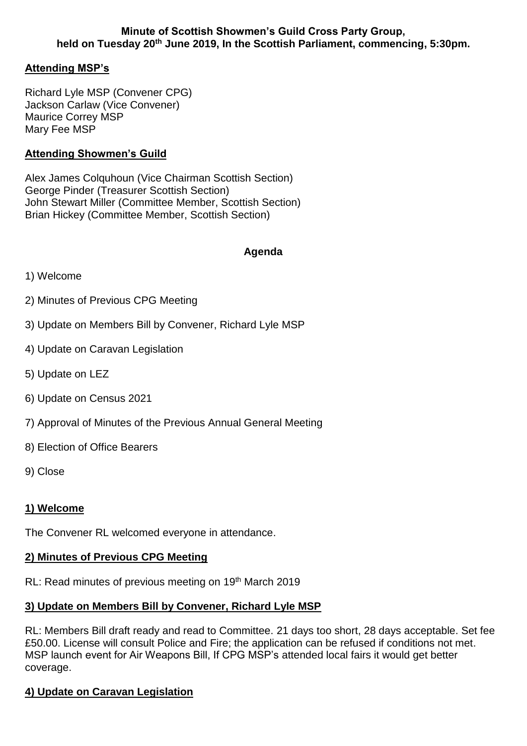**Minute of Scottish Showmen's Guild Cross Party Group, held on Tuesday 20th June 2019, In the Scottish Parliament, commencing, 5:30pm.**

## Attending MSP's

Richard Lyle MSP (Convener CPG)
Jackson Carlaw (Vice Convener)
Maurice Correy MSP
Mary Fee MSP

## Attending Showmen's Guild

Alex James Colquhoun (Vice Chairman Scottish Section)
George Pinder (Treasurer Scottish Section)
John Stewart Miller (Committee Member, Scottish Section)
Brian Hickey (Committee Member, Scottish Section)

**Agenda**

1) Welcome

2) Minutes of Previous CPG Meeting

3) Update on Members Bill by Convener, Richard Lyle MSP

4) Update on Caravan Legislation

5) Update on LEZ

6) Update on Census 2021

7) Approval of Minutes of the Previous Annual General Meeting

8) Election of Office Bearers

9) Close

## 1) Welcome

The Convener RL welcomed everyone in attendance.

## 2) Minutes of Previous CPG Meeting

RL: Read minutes of previous meeting on 19th March 2019

## 3) Update on Members Bill by Convener, Richard Lyle MSP

RL: Members Bill draft ready and read to Committee. 21 days too short, 28 days acceptable. Set fee £50.00. License will consult Police and Fire; the application can be refused if conditions not met. MSP launch event for Air Weapons Bill, If CPG MSP's attended local fairs it would get better coverage.

## 4) Update on Caravan Legislation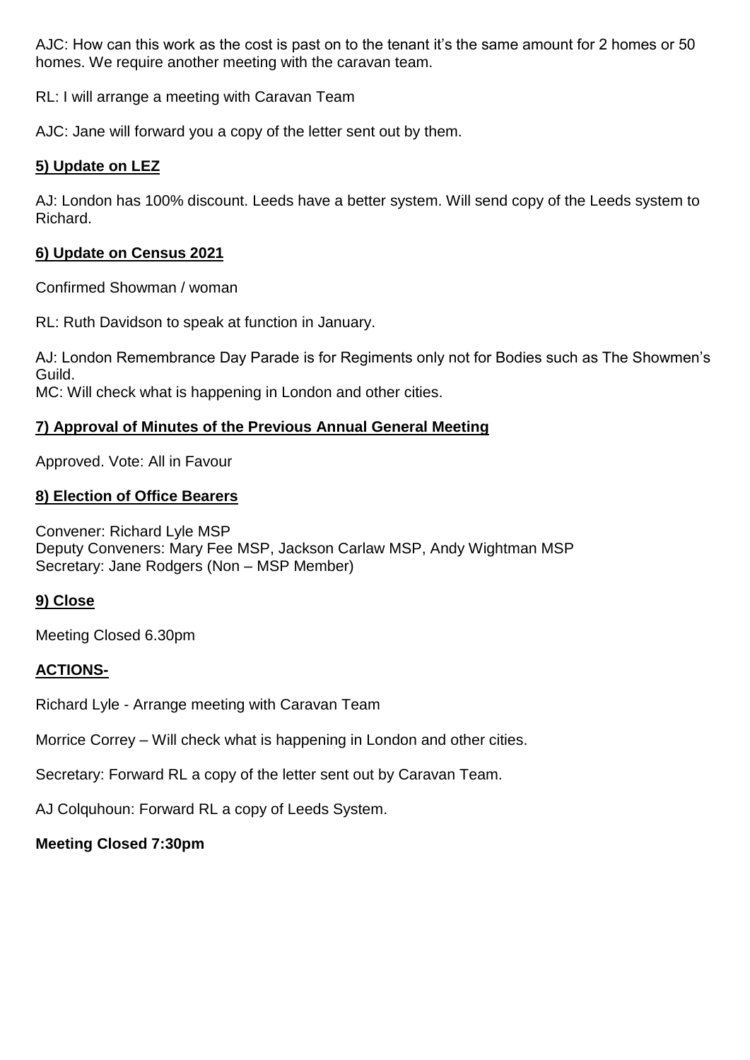AJC: How can this work as the cost is past on to the tenant it's the same amount for 2 homes or 50 homes. We require another meeting with the caravan team.

RL: I will arrange a meeting with Caravan Team

AJC: Jane will forward you a copy of the letter sent out by them.

## 5) Update on LEZ

AJ: London has 100% discount. Leeds have a better system. Will send copy of the Leeds system to Richard.

## 6) Update on Census 2021

Confirmed Showman / woman

RL: Ruth Davidson to speak at function in January.

AJ: London Remembrance Day Parade is for Regiments only not for Bodies such as The Showmen's Guild.
MC: Will check what is happening in London and other cities.

## 7) Approval of Minutes of the Previous Annual General Meeting

Approved. Vote: All in Favour

## 8) Election of Office Bearers

Convener: Richard Lyle MSP
Deputy Conveners: Mary Fee MSP, Jackson Carlaw MSP, Andy Wightman MSP
Secretary: Jane Rodgers (Non – MSP Member)

## 9) Close

Meeting Closed 6.30pm

## ACTIONS-

Richard Lyle - Arrange meeting with Caravan Team

Morrice Correy – Will check what is happening in London and other cities.

Secretary: Forward RL a copy of the letter sent out by Caravan Team.

AJ Colquhoun: Forward RL a copy of Leeds System.

**Meeting Closed 7:30pm**